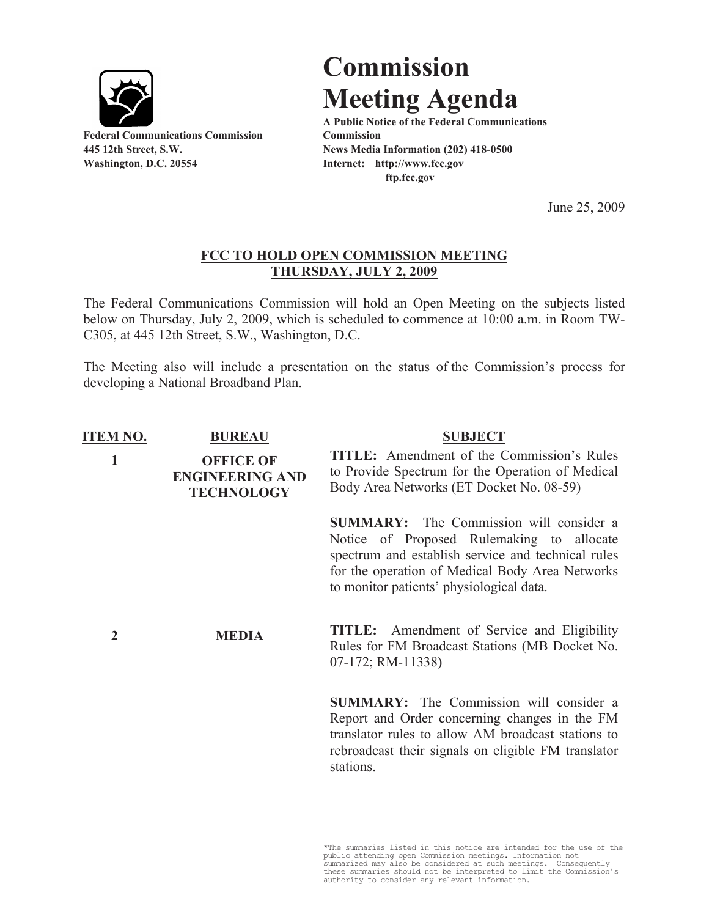Federal Communications Commission
445 12th Street, S.W.
Washington, D.C. 20554

# Commission Meeting Agenda

**A Public Notice of the Federal Communications Commission**
**News Media Information (202) 418-0500**
**Internet: http://www.fcc.gov**
**ftp.fcc.gov**

June 25, 2009

## FCC TO HOLD OPEN COMMISSION MEETING THURSDAY, JULY 2, 2009

The Federal Communications Commission will hold an Open Meeting on the subjects listed below on Thursday, July 2, 2009, which is scheduled to commence at 10:00 a.m. in Room TW-C305, at 445 12th Street, S.W., Washington, D.C.

The Meeting also will include a presentation on the status of the Commission's process for developing a National Broadband Plan.

| ITEM NO. | BUREAU | SUBJECT |
|---|---|---|
| 1 | OFFICE OF ENGINEERING AND TECHNOLOGY | **TITLE:** Amendment of the Commission's Rules to Provide Spectrum for the Operation of Medical Body Area Networks (ET Docket No. 08-59)<br><br>**SUMMARY:** The Commission will consider a Notice of Proposed Rulemaking to allocate spectrum and establish service and technical rules for the operation of Medical Body Area Networks to monitor patients' physiological data. |
| 2 | MEDIA | **TITLE:** Amendment of Service and Eligibility Rules for FM Broadcast Stations (MB Docket No. 07-172; RM-11338)<br><br>**SUMMARY:** The Commission will consider a Report and Order concerning changes in the FM translator rules to allow AM broadcast stations to rebroadcast their signals on eligible FM translator stations. |

*The summaries listed in this notice are intended for the use of the public attending open Commission meetings. Information not summarized may also be considered at such meetings. Consequently these summaries should not be interpreted to limit the Commission's authority to consider any relevant information.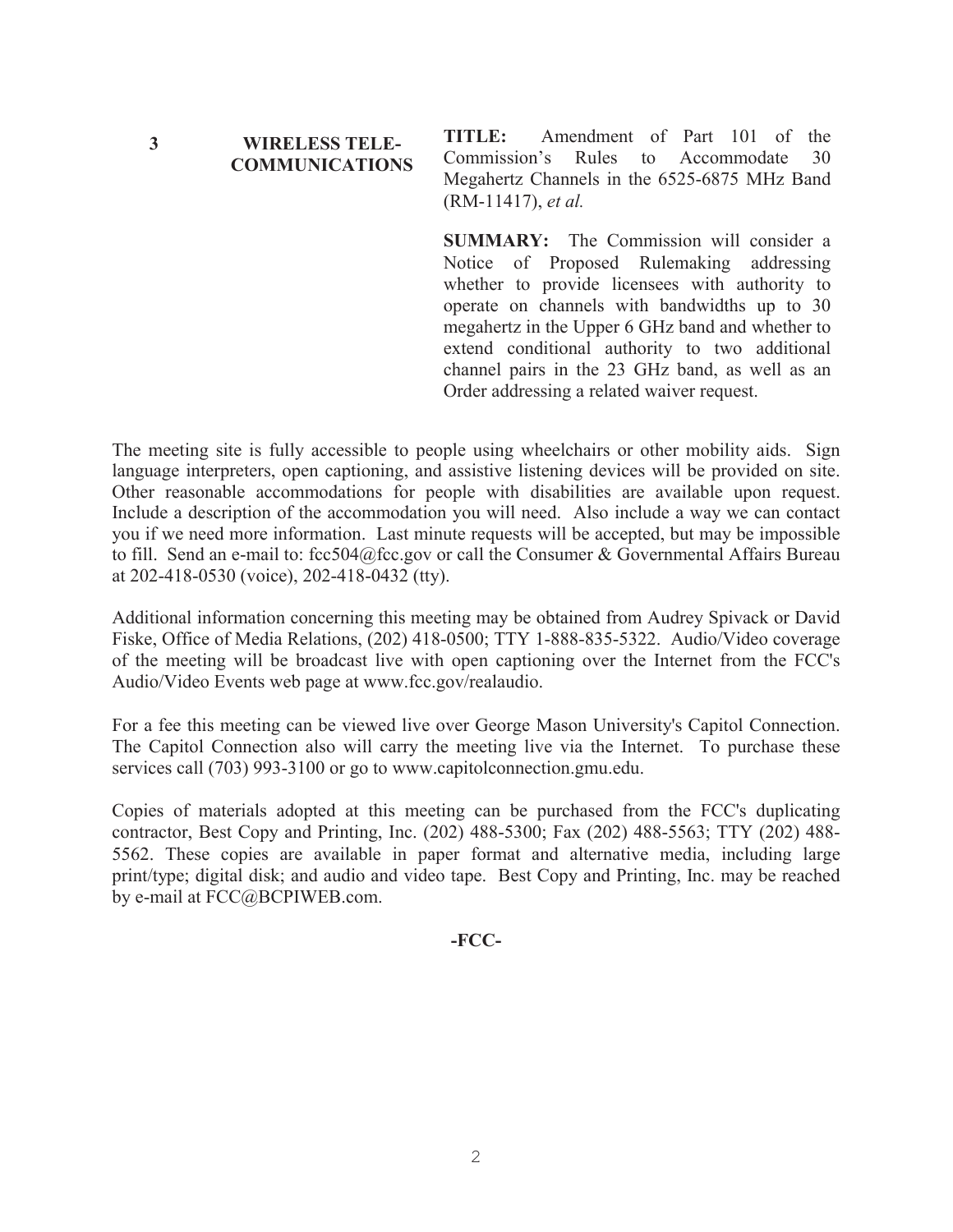| | | |
|---|---|---|
| **3** | **WIRELESS TELE-COMMUNICATIONS** | **TITLE:** Amendment of Part 101 of the Commission's Rules to Accommodate 30 Megahertz Channels in the 6525-6875 MHz Band (RM-11417), *et al.*<br><br>**SUMMARY:** The Commission will consider a Notice of Proposed Rulemaking addressing whether to provide licensees with authority to operate on channels with bandwidths up to 30 megahertz in the Upper 6 GHz band and whether to extend conditional authority to two additional channel pairs in the 23 GHz band, as well as an Order addressing a related waiver request. |

The meeting site is fully accessible to people using wheelchairs or other mobility aids. Sign language interpreters, open captioning, and assistive listening devices will be provided on site. Other reasonable accommodations for people with disabilities are available upon request. Include a description of the accommodation you will need. Also include a way we can contact you if we need more information. Last minute requests will be accepted, but may be impossible to fill. Send an e-mail to: fcc504@fcc.gov or call the Consumer & Governmental Affairs Bureau at 202-418-0530 (voice), 202-418-0432 (tty).

Additional information concerning this meeting may be obtained from Audrey Spivack or David Fiske, Office of Media Relations, (202) 418-0500; TTY 1-888-835-5322. Audio/Video coverage of the meeting will be broadcast live with open captioning over the Internet from the FCC's Audio/Video Events web page at www.fcc.gov/realaudio.

For a fee this meeting can be viewed live over George Mason University's Capitol Connection. The Capitol Connection also will carry the meeting live via the Internet. To purchase these services call (703) 993-3100 or go to www.capitolconnection.gmu.edu.

Copies of materials adopted at this meeting can be purchased from the FCC's duplicating contractor, Best Copy and Printing, Inc. (202) 488-5300; Fax (202) 488-5563; TTY (202) 488-5562. These copies are available in paper format and alternative media, including large print/type; digital disk; and audio and video tape. Best Copy and Printing, Inc. may be reached by e-mail at FCC@BCPIWEB.com.

**-FCC-**